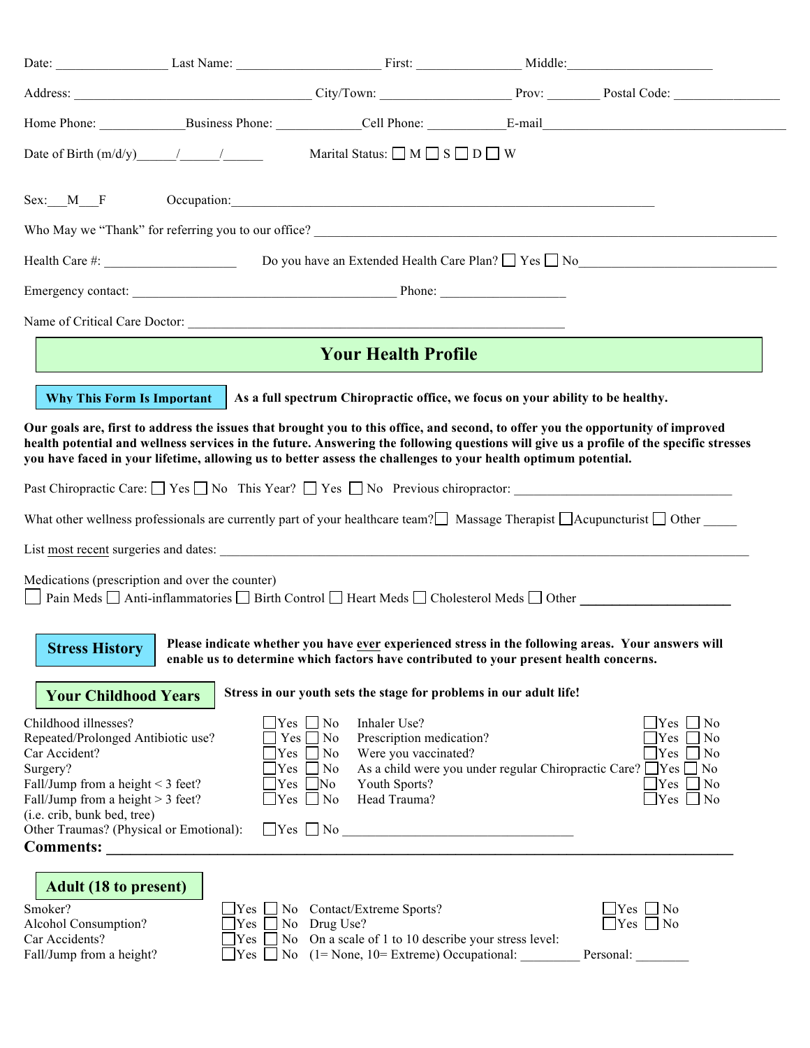Date: ________________ Last Name: ____________________ First: ______________ Middle:____________________

Address: ________________________________ City/Town: __________________ Prov: ________ Postal Code: _______________

Home Phone: ____________Business Phone: ____________Cell Phone: ___________E-mail______________________________________

Date of Birth (m/d/y)______/______/______ Marital Status: ☐ M ☐ S ☐ D ☐ W

Sex:___M___F Occupation:____________________________________________________________

Who May we "Thank" for referring you to our office? ________________________________________________________________

Health Care #: __________________ Do you have an Extended Health Care Plan? ☐ Yes ☐ No_____________________________

Emergency contact: ____________________________________ Phone: __________________

Name of Critical Care Doctor: _______________________________________________________

# Your Health Profile

**Why This Form Is Important** **As a full spectrum Chiropractic office, we focus on your ability to be healthy.**

**Our goals are, first to address the issues that brought you to this office, and second, to offer you the opportunity of improved health potential and wellness services in the future. Answering the following questions will give us a profile of the specific stresses you have faced in your lifetime, allowing us to better assess the challenges to your health optimum potential.**

Past Chiropractic Care: ☐ Yes ☐ No This Year? ☐ Yes ☐ No Previous chiropractor: ________________________________

What other wellness professionals are currently part of your healthcare team?☐ Massage Therapist ☐Acupuncturist ☐ Other _____

List most recent surgeries and dates: ________________________________________________________________________

Medications (prescription and over the counter)
☐ Pain Meds ☐ Anti-inflammatories ☐ Birth Control ☐ Heart Meds ☐ Cholesterol Meds ☐ Other ____________________

## Stress History

**Please indicate whether you have ever experienced stress in the following areas. Your answers will enable us to determine which factors have contributed to your present health concerns.**

### Your Childhood Years

**Stress in our youth sets the stage for problems in our adult life!**

| | | | |
|---|---|---|---|
| Childhood illnesses? | ☐Yes ☐ No | Inhaler Use? | ☐Yes ☐ No |
| Repeated/Prolonged Antibiotic use? | ☐ Yes ☐ No | Prescription medication? | ☐Yes ☐ No |
| Car Accident? | ☐Yes ☐ No | Were you vaccinated? | ☐Yes ☐ No |
| Surgery? | ☐Yes ☐ No | As a child were you under regular Chiropractic Care? | ☐Yes ☐ No |
| Fall/Jump from a height < 3 feet? | ☐Yes ☐No | Youth Sports? | ☐Yes ☐ No |
| Fall/Jump from a height > 3 feet? (i.e. crib, bunk bed, tree) | ☐Yes ☐ No | Head Trauma? | ☐Yes ☐ No |
| Other Traumas? (Physical or Emotional): | ☐Yes ☐ No ______________________________ | | |

**Comments: ______________________________________________________________________________**

### Adult (18 to present)

| | | | |
|---|---|---|---|
| Smoker? | ☐Yes ☐ No | Contact/Extreme Sports? | ☐Yes ☐ No |
| Alcohol Consumption? | ☐Yes ☐ No | Drug Use? | ☐Yes ☐ No |
| Car Accidents? | ☐Yes ☐ No | On a scale of 1 to 10 describe your stress level: | |
| Fall/Jump from a height? | ☐Yes ☐ No | (1= None, 10= Extreme) Occupational: _________ | Personal: ________ |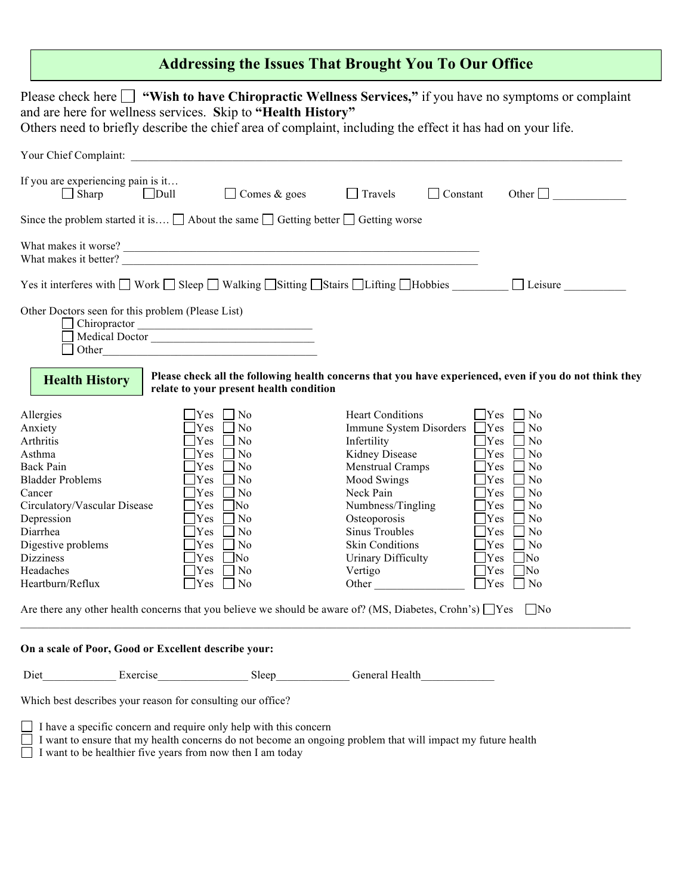## Addressing the Issues That Brought You To Our Office

Please check here ☐ **"Wish to have Chiropractic Wellness Services,"** if you have no symptoms or complaint and are here for wellness services. **S**kip to **"Health History"**
Others need to briefly describe the chief area of complaint, including the effect it has had on your life.

Your Chief Complaint: ______________________________________________________________________________

If you are experiencing pain is it…
☐ Sharp ☐ Dull ☐ Comes & goes ☐ Travels ☐ Constant Other ☐ ____________

Since the problem started it is…. ☐ About the same ☐ Getting better ☐ Getting worse

What makes it worse? ____________________________________________________________
What makes it better? ____________________________________________________________

Yes it interferes with ☐ Work ☐ Sleep ☐ Walking ☐ Sitting ☐ Stairs ☐ Lifting ☐ Hobbies _________ ☐ Leisure __________

Other Doctors seen for this problem (Please List)
☐ Chiropractor ____________________________
☐ Medical Doctor ____________________________
☐ Other____________________________________

### Health History

**Please check all the following health concerns that you have experienced, even if you do not think they relate to your present health condition**

| | | | |
|---|---|---|---|
| Allergies | ☐ Yes ☐ No | Heart Conditions | ☐ Yes ☐ No |
| Anxiety | ☐ Yes ☐ No | Immune System Disorders | ☐ Yes ☐ No |
| Arthritis | ☐ Yes ☐ No | Infertility | ☐ Yes ☐ No |
| Asthma | ☐ Yes ☐ No | Kidney Disease | ☐ Yes ☐ No |
| Back Pain | ☐ Yes ☐ No | Menstrual Cramps | ☐ Yes ☐ No |
| Bladder Problems | ☐ Yes ☐ No | Mood Swings | ☐ Yes ☐ No |
| Cancer | ☐ Yes ☐ No | Neck Pain | ☐ Yes ☐ No |
| Circulatory/Vascular Disease | ☐ Yes ☐ No | Numbness/Tingling | ☐ Yes ☐ No |
| Depression | ☐ Yes ☐ No | Osteoporosis | ☐ Yes ☐ No |
| Diarrhea | ☐ Yes ☐ No | Sinus Troubles | ☐ Yes ☐ No |
| Digestive problems | ☐ Yes ☐ No | Skin Conditions | ☐ Yes ☐ No |
| Dizziness | ☐ Yes ☐ No | Urinary Difficulty | ☐ Yes ☐ No |
| Headaches | ☐ Yes ☐ No | Vertigo | ☐ Yes ☐ No |
| Heartburn/Reflux | ☐ Yes ☐ No | Other _______________ | ☐ Yes ☐ No |

Are there any other health concerns that you believe we should be aware of? (MS, Diabetes, Crohn's) ☐ Yes ☐ No
________________________________________________________________________________________________

**On a scale of Poor, Good or Excellent describe your:**

Diet____________ Exercise_______________ Sleep____________ General Health____________

Which best describes your reason for consulting our office?

☐ I have a specific concern and require only help with this concern
☐ I want to ensure that my health concerns do not become an ongoing problem that will impact my future health
☐ I want to be healthier five years from now then I am today